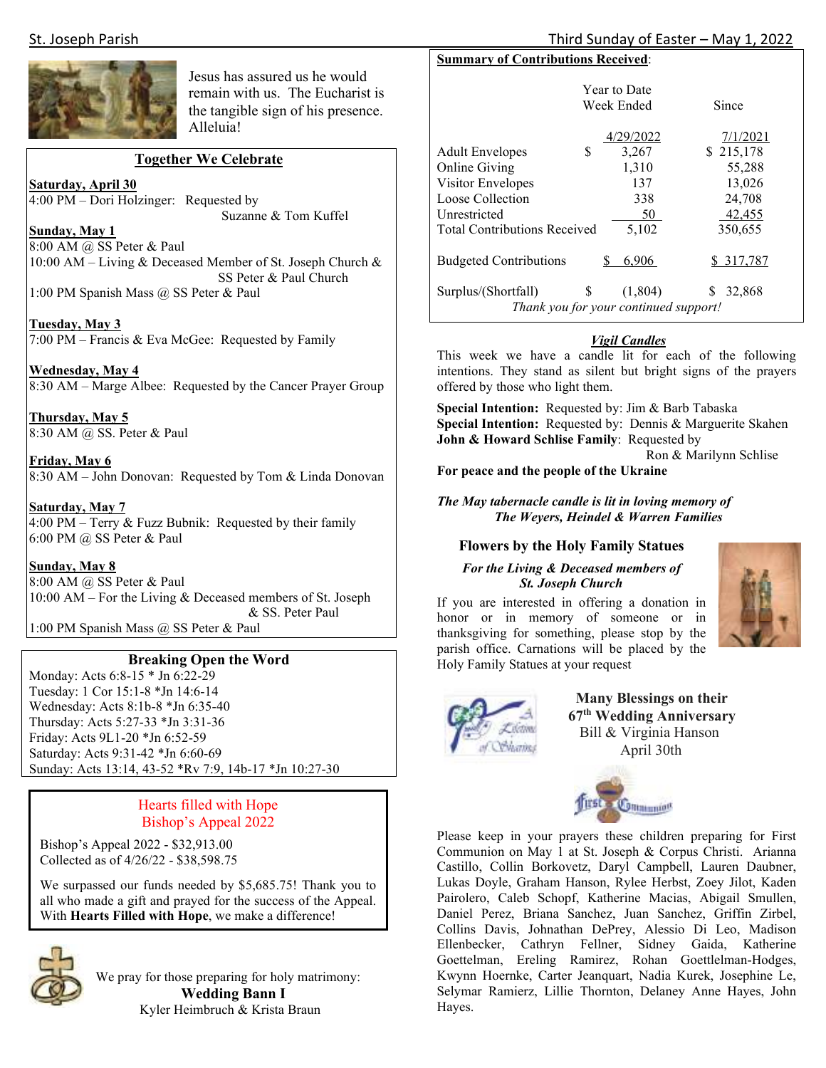Jesus has assured us he would remain with us. The Eucharist is the tangible sign of his presence. Alleluia!

## Together We Celebrate

**Saturday, April 30**
4:00 PM – Dori Holzinger: Requested by Suzanne & Tom Kuffel

**Sunday, May 1**
8:00 AM @ SS Peter & Paul
10:00 AM – Living & Deceased Member of St. Joseph Church & SS Peter & Paul Church
1:00 PM Spanish Mass @ SS Peter & Paul

**Tuesday, May 3**
7:00 PM – Francis & Eva McGee: Requested by Family

**Wednesday, May 4**
8:30 AM – Marge Albee: Requested by the Cancer Prayer Group

**Thursday, May 5**
8:30 AM @ SS. Peter & Paul

**Friday, May 6**
8:30 AM – John Donovan: Requested by Tom & Linda Donovan

**Saturday, May 7**
4:00 PM – Terry & Fuzz Bubnik: Requested by their family
6:00 PM @ SS Peter & Paul

**Sunday, May 8**
8:00 AM @ SS Peter & Paul
10:00 AM – For the Living & Deceased members of St. Joseph & SS. Peter Paul
1:00 PM Spanish Mass @ SS Peter & Paul

## Breaking Open the Word

Monday: Acts 6:8-15 * Jn 6:22-29
Tuesday: 1 Cor 15:1-8 *Jn 14:6-14
Wednesday: Acts 8:1b-8 *Jn 6:35-40
Thursday: Acts 5:27-33 *Jn 3:31-36
Friday: Acts 9L1-20 *Jn 6:52-59
Saturday: Acts 9:31-42 *Jn 6:60-69
Sunday: Acts 13:14, 43-52 *Rv 7:9, 14b-17 *Jn 10:27-30

## Hearts filled with Hope
## Bishop's Appeal 2022

Bishop's Appeal 2022 - $32,913.00
Collected as of 4/26/22 - $38,598.75

We surpassed our funds needed by $5,685.75! Thank you to all who made a gift and prayed for the success of the Appeal. With **Hearts Filled with Hope**, we make a difference!

We pray for those preparing for holy matrimony:
**Wedding Bann I**
Kyler Heimbruch & Krista Braun

## Summary of Contributions Received:

| | | Year to Date Week Ended 4/29/2022 | Since 7/1/2021 |
|---|---|---|---|
| Adult Envelopes | $ | 3,267 | $ 215,178 |
| Online Giving | | 1,310 | 55,288 |
| Visitor Envelopes | | 137 | 13,026 |
| Loose Collection | | 338 | 24,708 |
| Unrestricted | | 50 | 42,455 |
| Total Contributions Received | | 5,102 | 350,655 |
| Budgeted Contributions | | $ 6,906 | $ 317,787 |
| Surplus/(Shortfall) | $ | (1,804) | $ 32,868 |

*Thank you for your continued support!*

## *Vigil Candles*

This week we have a candle lit for each of the following intentions. They stand as silent but bright signs of the prayers offered by those who light them.

**Special Intention:** Requested by: Jim & Barb Tabaska
**Special Intention:** Requested by: Dennis & Marguerite Skahen
**John & Howard Schlise Family**: Requested by Ron & Marilynn Schlise
**For peace and the people of the Ukraine**

***The May tabernacle candle is lit in loving memory of The Weyers, Heindel & Warren Families***

## Flowers by the Holy Family Statues

***For the Living & Deceased members of St. Joseph Church***

If you are interested in offering a donation in honor or in memory of someone or in thanksgiving for something, please stop by the parish office. Carnations will be placed by the Holy Family Statues at your request

**Many Blessings on their 67th Wedding Anniversary**
Bill & Virginia Hanson
April 30th

Please keep in your prayers these children preparing for First Communion on May 1 at St. Joseph & Corpus Christi. Arianna Castillo, Collin Borkovetz, Daryl Campbell, Lauren Daubner, Lukas Doyle, Graham Hanson, Rylee Herbst, Zoey Jilot, Kaden Pairolero, Caleb Schopf, Katherine Macias, Abigail Smullen, Daniel Perez, Briana Sanchez, Juan Sanchez, Griffin Zirbel, Collins Davis, Johnathan DePrey, Alessio Di Leo, Madison Ellenbecker, Cathryn Fellner, Sidney Gaida, Katherine Goettelman, Ereling Ramirez, Rohan Goettelman-Hodges, Kwynn Hoernke, Carter Jeanquart, Nadia Kurek, Josephine Le, Selymar Ramierz, Lillie Thornton, Delaney Anne Hayes, John Hayes.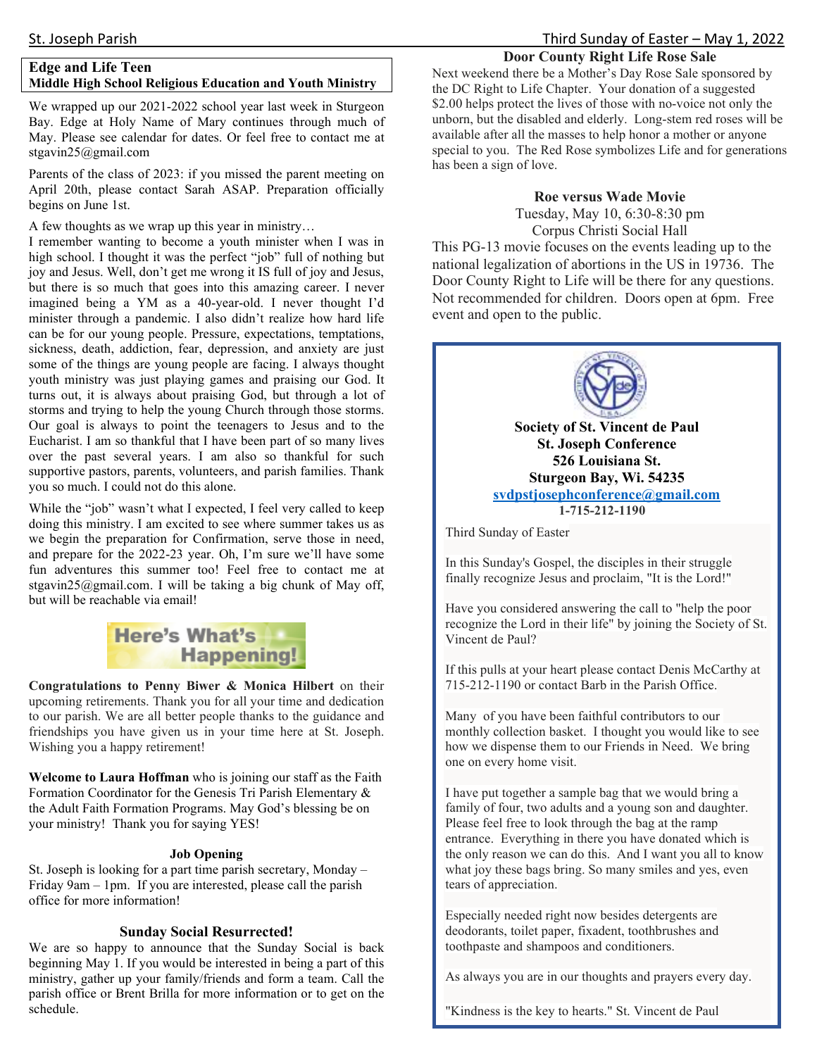## Edge and Life Teen
### Middle High School Religious Education and Youth Ministry

We wrapped up our 2021-2022 school year last week in Sturgeon Bay. Edge at Holy Name of Mary continues through much of May. Please see calendar for dates. Or feel free to contact me at stgavin25@gmail.com

Parents of the class of 2023: if you missed the parent meeting on April 20th, please contact Sarah ASAP. Preparation officially begins on June 1st.

A few thoughts as we wrap up this year in ministry…
I remember wanting to become a youth minister when I was in high school. I thought it was the perfect "job" full of nothing but joy and Jesus. Well, don't get me wrong it IS full of joy and Jesus, but there is so much that goes into this amazing career. I never imagined being a YM as a 40-year-old. I never thought I'd minister through a pandemic. I also didn't realize how hard life can be for our young people. Pressure, expectations, temptations, sickness, death, addiction, fear, depression, and anxiety are just some of the things are young people are facing. I always thought youth ministry was just playing games and praising our God. It turns out, it is always about praising God, but through a lot of storms and trying to help the young Church through those storms. Our goal is always to point the teenagers to Jesus and to the Eucharist. I am so thankful that I have been part of so many lives over the past several years. I am also so thankful for such supportive pastors, parents, volunteers, and parish families. Thank you so much. I could not do this alone.

While the "job" wasn't what I expected, I feel very called to keep doing this ministry. I am excited to see where summer takes us as we begin the preparation for Confirmation, serve those in need, and prepare for the 2022-23 year. Oh, I'm sure we'll have some fun adventures this summer too! Feel free to contact me at stgavin25@gmail.com. I will be taking a big chunk of May off, but will be reachable via email!

## Here's What's Happening!

**Congratulations to Penny Biwer & Monica Hilbert** on their upcoming retirements. Thank you for all your time and dedication to our parish. We are all better people thanks to the guidance and friendships you have given us in your time here at St. Joseph. Wishing you a happy retirement!

**Welcome to Laura Hoffman** who is joining our staff as the Faith Formation Coordinator for the Genesis Tri Parish Elementary & the Adult Faith Formation Programs. May God's blessing be on your ministry! Thank you for saying YES!

### Job Opening

St. Joseph is looking for a part time parish secretary, Monday – Friday 9am – 1pm. If you are interested, please call the parish office for more information!

### Sunday Social Resurrected!

We are so happy to announce that the Sunday Social is back beginning May 1. If you would be interested in being a part of this ministry, gather up your family/friends and form a team. Call the parish office or Brent Brilla for more information or to get on the schedule.

### Door County Right Life Rose Sale

Next weekend there be a Mother's Day Rose Sale sponsored by the DC Right to Life Chapter. Your donation of a suggested $2.00 helps protect the lives of those with no-voice not only the unborn, but the disabled and elderly. Long-stem red roses will be available after all the masses to help honor a mother or anyone special to you. The Red Rose symbolizes Life and for generations has been a sign of love.

### Roe versus Wade Movie

Tuesday, May 10, 6:30-8:30 pm
Corpus Christi Social Hall

This PG-13 movie focuses on the events leading up to the national legalization of abortions in the US in 19736. The Door County Right to Life will be there for any questions. Not recommended for children. Doors open at 6pm. Free event and open to the public.

**Society of St. Vincent de Paul**
**St. Joseph Conference**
**526 Louisiana St.**
**Sturgeon Bay, Wi. 54235**
**svdpstjosephconference@gmail.com**
**1-715-212-1190**

Third Sunday of Easter

In this Sunday's Gospel, the disciples in their struggle finally recognize Jesus and proclaim, "It is the Lord!"

Have you considered answering the call to "help the poor recognize the Lord in their life" by joining the Society of St. Vincent de Paul?

If this pulls at your heart please contact Denis McCarthy at 715-212-1190 or contact Barb in the Parish Office.

Many of you have been faithful contributors to our monthly collection basket. I thought you would like to see how we dispense them to our Friends in Need. We bring one on every home visit.

I have put together a sample bag that we would bring a family of four, two adults and a young son and daughter. Please feel free to look through the bag at the ramp entrance. Everything in there you have donated which is the only reason we can do this. And I want you all to know what joy these bags bring. So many smiles and yes, even tears of appreciation.

Especially needed right now besides detergents are deodorants, toilet paper, fixadent, toothbrushes and toothpaste and shampoos and conditioners.

As always you are in our thoughts and prayers every day.

"Kindness is the key to hearts." St. Vincent de Paul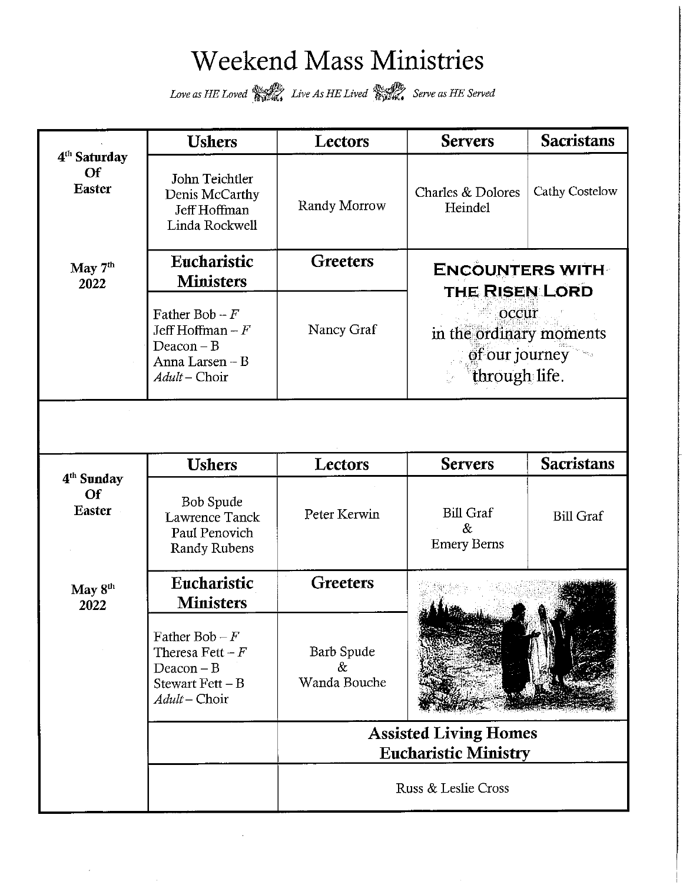# Weekend Mass Ministries

*Love as HE Loved* *Live As HE Lived* *Serve as HE Served*

| | | | | |
|---|---|---|---|---|
| **4th Saturday Of Easter** | **Ushers** | **Lectors** | **Servers** | **Sacristans** |
| | John Teichtler<br>Denis McCarthy<br>Jeff Hoffman<br>Linda Rockwell | Randy Morrow | Charles & Dolores Heindel | Cathy Costelow |
| **May 7th 2022** | **Eucharistic Ministers** | **Greeters** | **ENCOUNTERS WITH THE RISEN LORD** occur in the ordinary moments of our journey through life. | |
| | Father Bob – *F*<br>Jeff Hoffman – *F*<br>Deacon – B<br>Anna Larsen – B<br>*Adult* – Choir | Nancy Graf | | |

| | | | | |
|---|---|---|---|---|
| **4th Sunday Of Easter** | **Ushers** | **Lectors** | **Servers** | **Sacristans** |
| | Bob Spude<br>Lawrence Tanck<br>Paul Penovich<br>Randy Rubens | Peter Kerwin | Bill Graf<br>&<br>Emery Berns | Bill Graf |
| **May 8th 2022** | **Eucharistic Ministers** | **Greeters** | | |
| | Father Bob – *F*<br>Theresa Fett – *F*<br>Deacon – B<br>Stewart Fett – B<br>*Adult* – Choir | Barb Spude<br>&<br>Wanda Bouche | | |
| | | **Assisted Living Homes Eucharistic Ministry** | | |
| | | Russ & Leslie Cross | | |